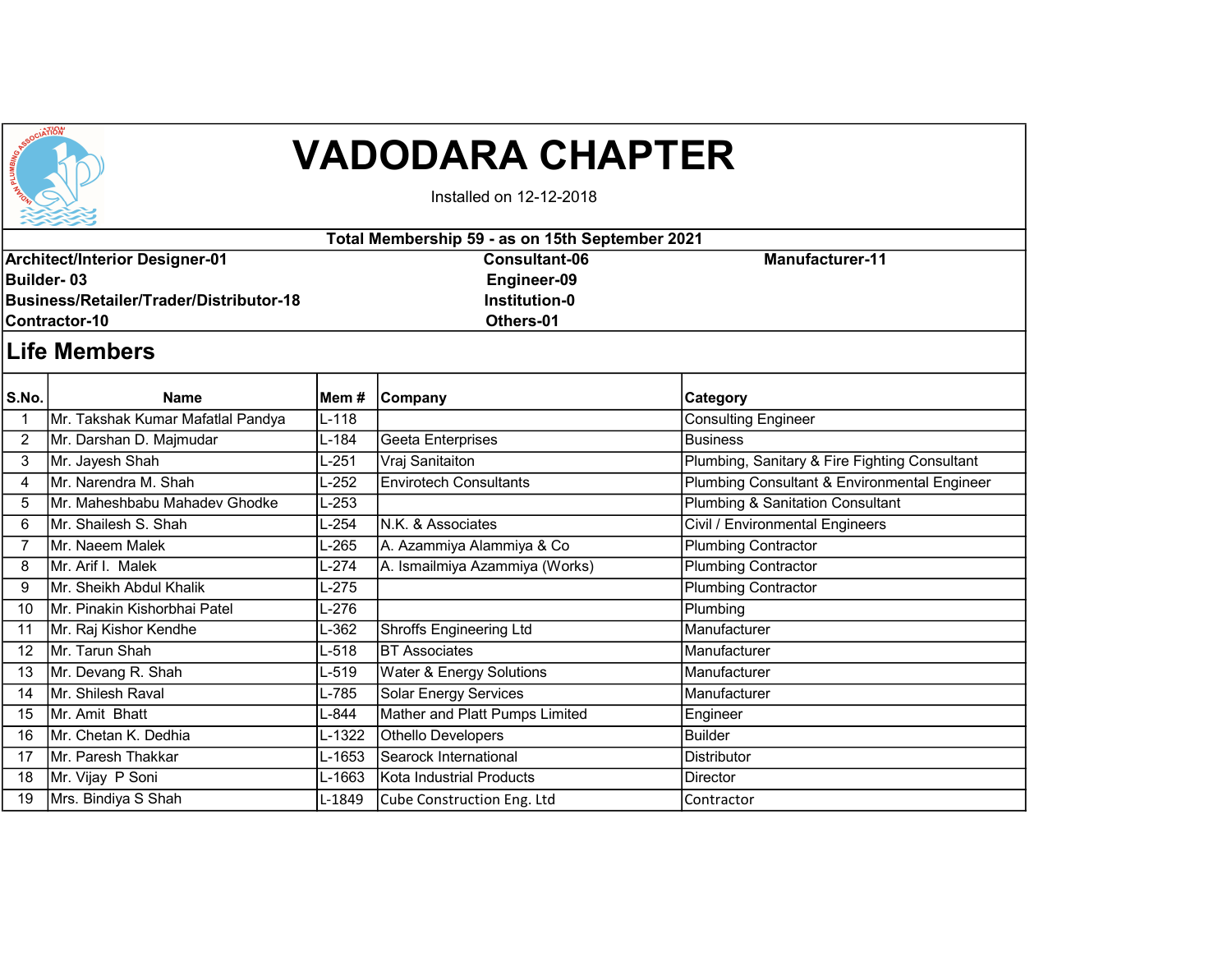# VADODARA CHAPTER

Installed on 12-12-2018

**Total Membership 59 - as on 15th September 2021**

**Architect/Interior Designer-01**
**Builder- 03**
**Business/Retailer/Trader/Distributor-18**
**Contractor-10**
**Consultant-06**
**Engineer-09**
**Institution-0**
**Others-01**
**Manufacturer-11**

## Life Members

| S.No. | Name | Mem # | Company | Category |
|---|---|---|---|---|
| 1 | Mr. Takshak Kumar Mafatlal Pandya | L-118 | | Consulting Engineer |
| 2 | Mr. Darshan D. Majmudar | L-184 | Geeta Enterprises | Business |
| 3 | Mr. Jayesh Shah | L-251 | Vraj Sanitaiton | Plumbing, Sanitary & Fire Fighting Consultant |
| 4 | Mr. Narendra M. Shah | L-252 | Envirotech Consultants | Plumbing Consultant & Environmental Engineer |
| 5 | Mr. Maheshbabu Mahadev Ghodke | L-253 | | Plumbing & Sanitation Consultant |
| 6 | Mr. Shailesh S. Shah | L-254 | N.K. & Associates | Civil / Environmental Engineers |
| 7 | Mr. Naeem Malek | L-265 | A. Azammiya Alammiya & Co | Plumbing Contractor |
| 8 | Mr. Arif I. Malek | L-274 | A. Ismailmiya Azammiya (Works) | Plumbing Contractor |
| 9 | Mr. Sheikh Abdul Khalik | L-275 | | Plumbing Contractor |
| 10 | Mr. Pinakin Kishorbhai Patel | L-276 | | Plumbing |
| 11 | Mr. Raj Kishor Kendhe | L-362 | Shroffs Engineering Ltd | Manufacturer |
| 12 | Mr. Tarun Shah | L-518 | BT Associates | Manufacturer |
| 13 | Mr. Devang R. Shah | L-519 | Water & Energy Solutions | Manufacturer |
| 14 | Mr. Shilesh Raval | L-785 | Solar Energy Services | Manufacturer |
| 15 | Mr. Amit Bhatt | L-844 | Mather and Platt Pumps Limited | Engineer |
| 16 | Mr. Chetan K. Dedhia | L-1322 | Othello Developers | Builder |
| 17 | Mr. Paresh Thakkar | L-1653 | Searock International | Distributor |
| 18 | Mr. Vijay P Soni | L-1663 | Kota Industrial Products | Director |
| 19 | Mrs. Bindiya S Shah | L-1849 | Cube Construction Eng. Ltd | Contractor |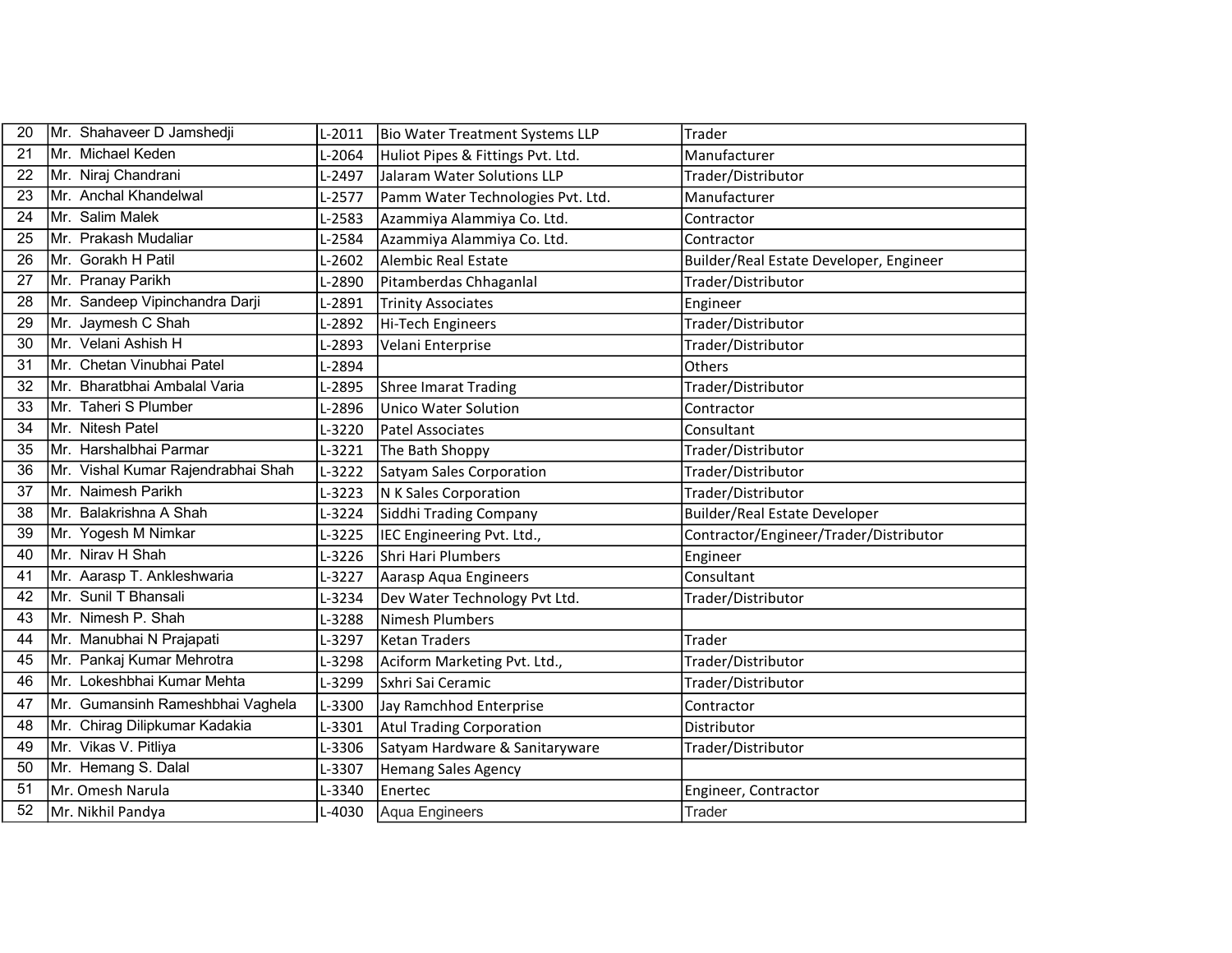| | | | | |
|---|---|---|---|---|
| 20 | Mr. Shahaveer D Jamshedji | L-2011 | Bio Water Treatment Systems LLP | Trader |
| 21 | Mr. Michael Keden | L-2064 | Huliot Pipes & Fittings Pvt. Ltd. | Manufacturer |
| 22 | Mr. Niraj Chandrani | L-2497 | Jalaram Water Solutions LLP | Trader/Distributor |
| 23 | Mr. Anchal Khandelwal | L-2577 | Pamm Water Technologies Pvt. Ltd. | Manufacturer |
| 24 | Mr. Salim Malek | L-2583 | Azammiya Alammiya Co. Ltd. | Contractor |
| 25 | Mr. Prakash Mudaliar | L-2584 | Azammiya Alammiya Co. Ltd. | Contractor |
| 26 | Mr. Gorakh H Patil | L-2602 | Alembic Real Estate | Builder/Real Estate Developer, Engineer |
| 27 | Mr. Pranay Parikh | L-2890 | Pitamberdas Chhaganlal | Trader/Distributor |
| 28 | Mr. Sandeep Vipinchandra Darji | L-2891 | Trinity Associates | Engineer |
| 29 | Mr. Jaymesh C Shah | L-2892 | Hi-Tech Engineers | Trader/Distributor |
| 30 | Mr. Velani Ashish H | L-2893 | Velani Enterprise | Trader/Distributor |
| 31 | Mr. Chetan Vinubhai Patel | L-2894 | | Others |
| 32 | Mr. Bharatbhai Ambalal Varia | L-2895 | Shree Imarat Trading | Trader/Distributor |
| 33 | Mr. Taheri S Plumber | L-2896 | Unico Water Solution | Contractor |
| 34 | Mr. Nitesh Patel | L-3220 | Patel Associates | Consultant |
| 35 | Mr. Harshalbhai Parmar | L-3221 | The Bath Shoppy | Trader/Distributor |
| 36 | Mr. Vishal Kumar Rajendrabhai Shah | L-3222 | Satyam Sales Corporation | Trader/Distributor |
| 37 | Mr. Naimesh Parikh | L-3223 | N K Sales Corporation | Trader/Distributor |
| 38 | Mr. Balakrishna A Shah | L-3224 | Siddhi Trading Company | Builder/Real Estate Developer |
| 39 | Mr. Yogesh M Nimkar | L-3225 | IEC Engineering Pvt. Ltd., | Contractor/Engineer/Trader/Distributor |
| 40 | Mr. Nirav H Shah | L-3226 | Shri Hari Plumbers | Engineer |
| 41 | Mr. Aarasp T. Ankleshwaria | L-3227 | Aarasp Aqua Engineers | Consultant |
| 42 | Mr. Sunil T Bhansali | L-3234 | Dev Water Technology Pvt Ltd. | Trader/Distributor |
| 43 | Mr. Nimesh P. Shah | L-3288 | Nimesh Plumbers | |
| 44 | Mr. Manubhai N Prajapati | L-3297 | Ketan Traders | Trader |
| 45 | Mr. Pankaj Kumar Mehrotra | L-3298 | Aciform Marketing Pvt. Ltd., | Trader/Distributor |
| 46 | Mr. Lokeshbhai Kumar Mehta | L-3299 | Sxhri Sai Ceramic | Trader/Distributor |
| 47 | Mr. Gumansinh Rameshbhai Vaghela | L-3300 | Jay Ramchhod Enterprise | Contractor |
| 48 | Mr. Chirag Dilipkumar Kadakia | L-3301 | Atul Trading Corporation | Distributor |
| 49 | Mr. Vikas V. Pitliya | L-3306 | Satyam Hardware & Sanitaryware | Trader/Distributor |
| 50 | Mr. Hemang S. Dalal | L-3307 | Hemang Sales Agency | |
| 51 | Mr. Omesh Narula | L-3340 | Enertec | Engineer, Contractor |
| 52 | Mr. Nikhil Pandya | L-4030 | Aqua Engineers | Trader |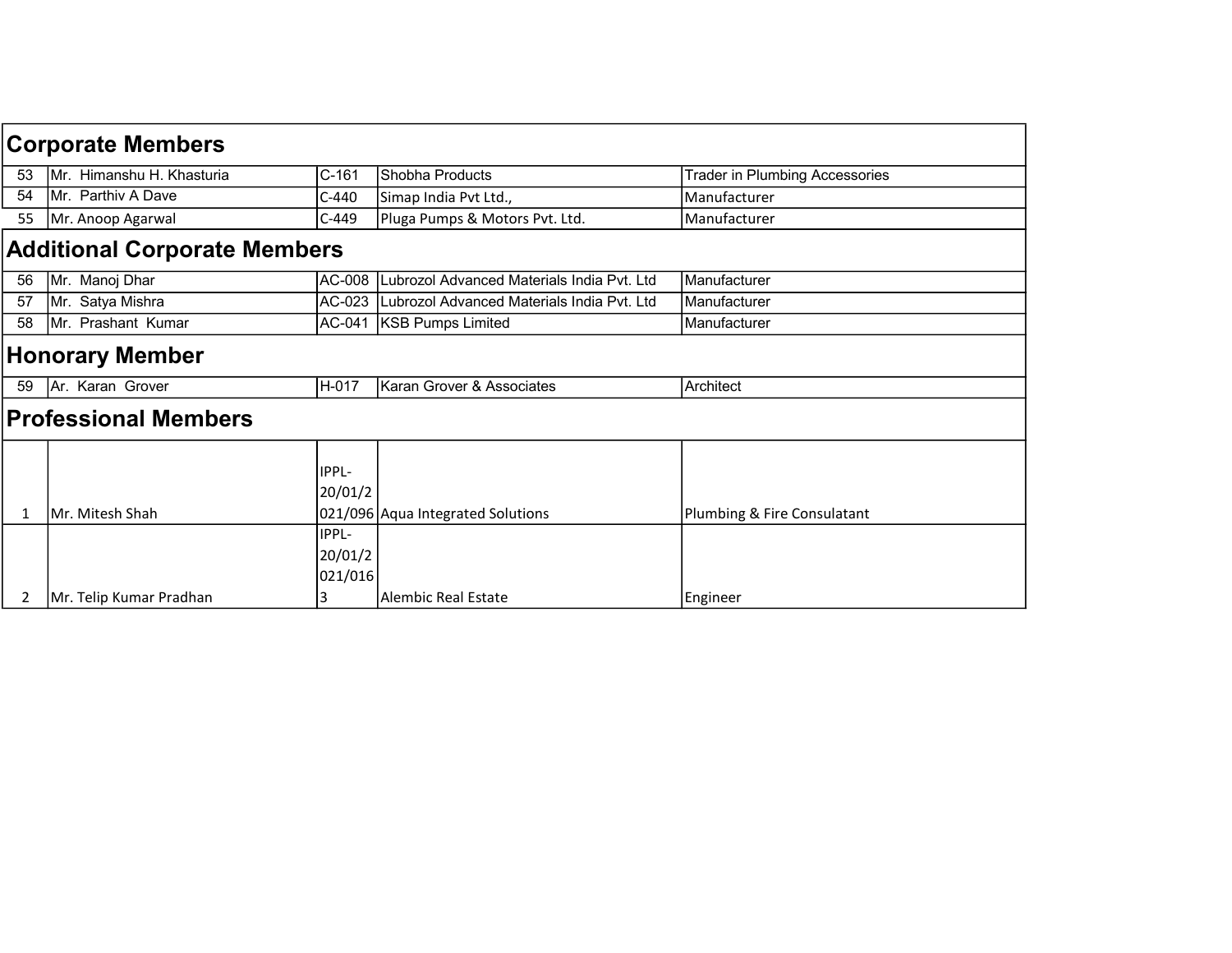## Corporate Members

| | | | | |
|---|---|---|---|---|
| 53 | Mr. Himanshu H. Khasturia | C-161 | Shobha Products | Trader in Plumbing Accessories |
| 54 | Mr. Parthiv A Dave | C-440 | Simap India Pvt Ltd., | Manufacturer |
| 55 | Mr. Anoop Agarwal | C-449 | Pluga Pumps & Motors Pvt. Ltd. | Manufacturer |

## Additional Corporate Members

| | | | | |
|---|---|---|---|---|
| 56 | Mr. Manoj Dhar | AC-008 | Lubrozol Advanced Materials India Pvt. Ltd | Manufacturer |
| 57 | Mr. Satya Mishra | AC-023 | Lubrozol Advanced Materials India Pvt. Ltd | Manufacturer |
| 58 | Mr. Prashant Kumar | AC-041 | KSB Pumps Limited | Manufacturer |

## Honorary Member

| | | | | |
|---|---|---|---|---|
| 59 | Ar. Karan Grover | H-017 | Karan Grover & Associates | Architect |

## Professional Members

| | | | | |
|---|---|---|---|---|
| 1 | Mr. Mitesh Shah | IPPL-20/01/2021/096 | Aqua Integrated Solutions | Plumbing & Fire Consulatant |
| 2 | Mr. Telip Kumar Pradhan | IPPL-20/01/2021/0163 | Alembic Real Estate | Engineer |